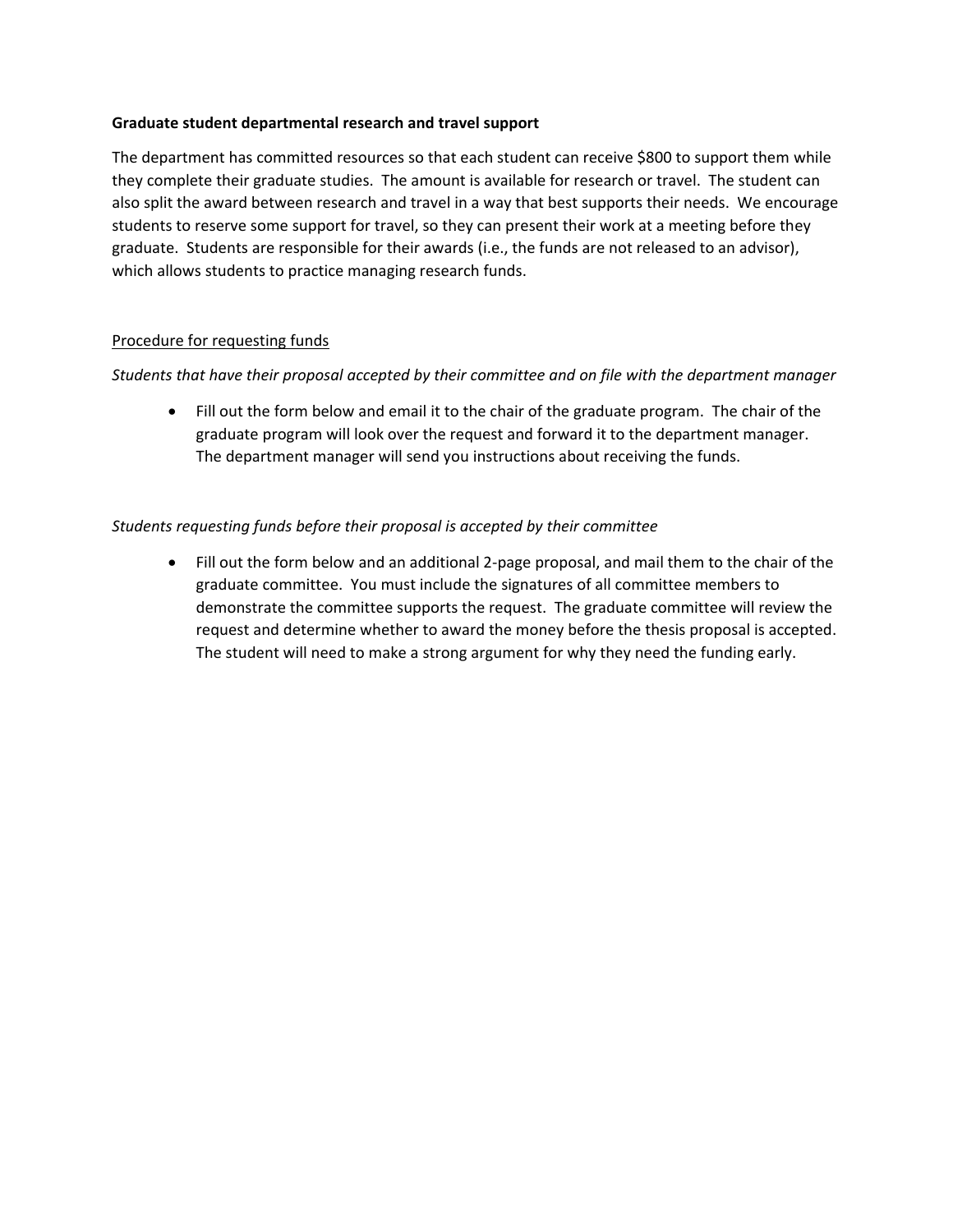**Graduate student departmental research and travel support**

The department has committed resources so that each student can receive $800 to support them while they complete their graduate studies. The amount is available for research or travel. The student can also split the award between research and travel in a way that best supports their needs. We encourage students to reserve some support for travel, so they can present their work at a meeting before they graduate. Students are responsible for their awards (i.e., the funds are not released to an advisor), which allows students to practice managing research funds.

<u>Procedure for requesting funds</u>

*Students that have their proposal accepted by their committee and on file with the department manager*

- Fill out the form below and email it to the chair of the graduate program. The chair of the graduate program will look over the request and forward it to the department manager. The department manager will send you instructions about receiving the funds.

*Students requesting funds before their proposal is accepted by their committee*

- Fill out the form below and an additional 2-page proposal, and mail them to the chair of the graduate committee. You must include the signatures of all committee members to demonstrate the committee supports the request. The graduate committee will review the request and determine whether to award the money before the thesis proposal is accepted. The student will need to make a strong argument for why they need the funding early.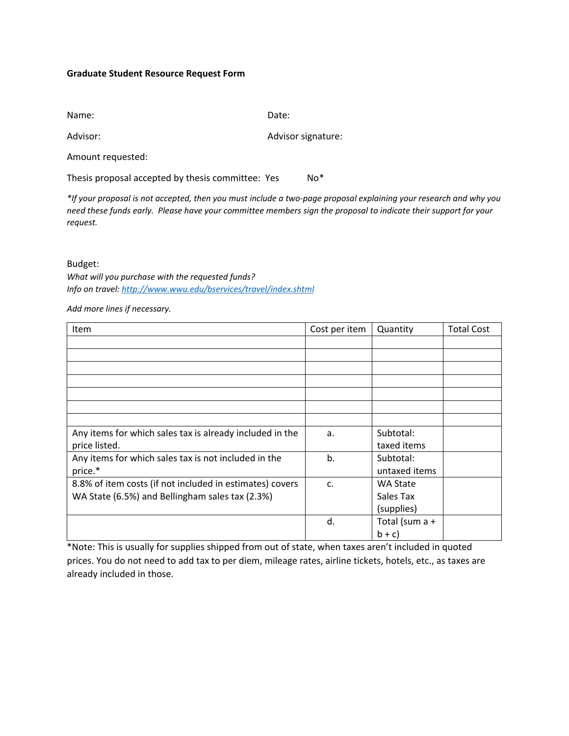**Graduate Student Resource Request Form**

Name: Date:

Advisor: Advisor signature:

Amount requested:

Thesis proposal accepted by thesis committee: Yes No*

*\*If your proposal is not accepted, then you must include a two-page proposal explaining your research and why you need these funds early. Please have your committee members sign the proposal to indicate their support for your request.*

Budget:

*What will you purchase with the requested funds?*

*Info on travel: [http://www.wwu.edu/bservices/travel/index.shtml](http://www.wwu.edu/bservices/travel/index.shtml)*

*Add more lines if necessary.*

| Item | Cost per item | Quantity | Total Cost |
|---|---|---|---|
| | | | |
| | | | |
| | | | |
| | | | |
| | | | |
| | | | |
| | | | |
| Any items for which sales tax is already included in the price listed. | a. | Subtotal: taxed items | |
| Any items for which sales tax is not included in the price.* | b. | Subtotal: untaxed items | |
| 8.8% of item costs (if not included in estimates) covers WA State (6.5%) and Bellingham sales tax (2.3%) | c. | WA State Sales Tax (supplies) | |
| | d. | Total (sum a + b + c) | |

*Note: This is usually for supplies shipped from out of state, when taxes aren't included in quoted prices. You do not need to add tax to per diem, mileage rates, airline tickets, hotels, etc., as taxes are already included in those.